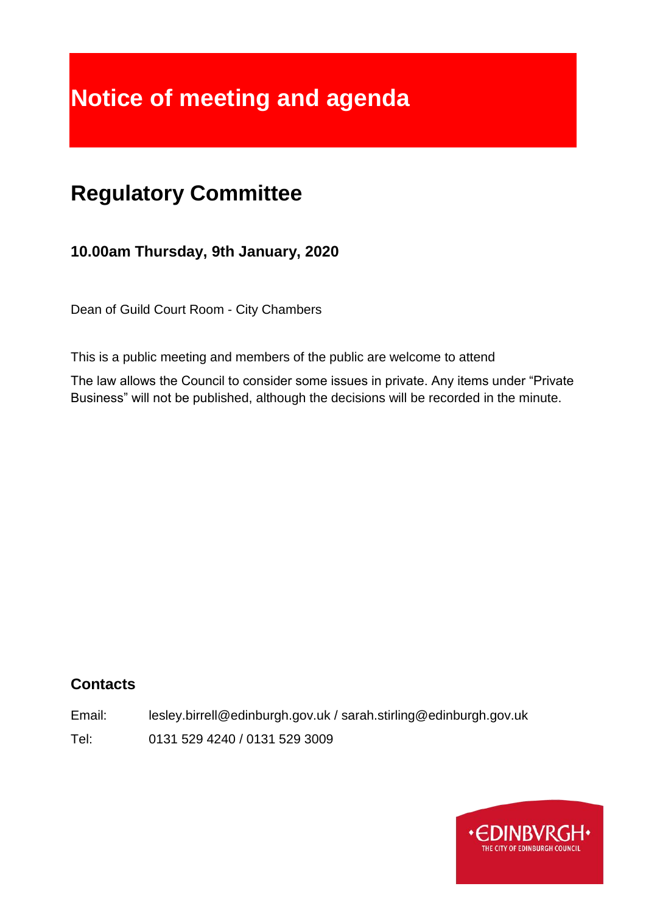# Notice of meeting and agenda

## Regulatory Committee

### 10.00am Thursday, 9th January, 2020

Dean of Guild Court Room - City Chambers

This is a public meeting and members of the public are welcome to attend

The law allows the Council to consider some issues in private. Any items under "Private Business" will not be published, although the decisions will be recorded in the minute.

### Contacts

Email: lesley.birrell@edinburgh.gov.uk / sarah.stirling@edinburgh.gov.uk

Tel: 0131 529 4240 / 0131 529 3009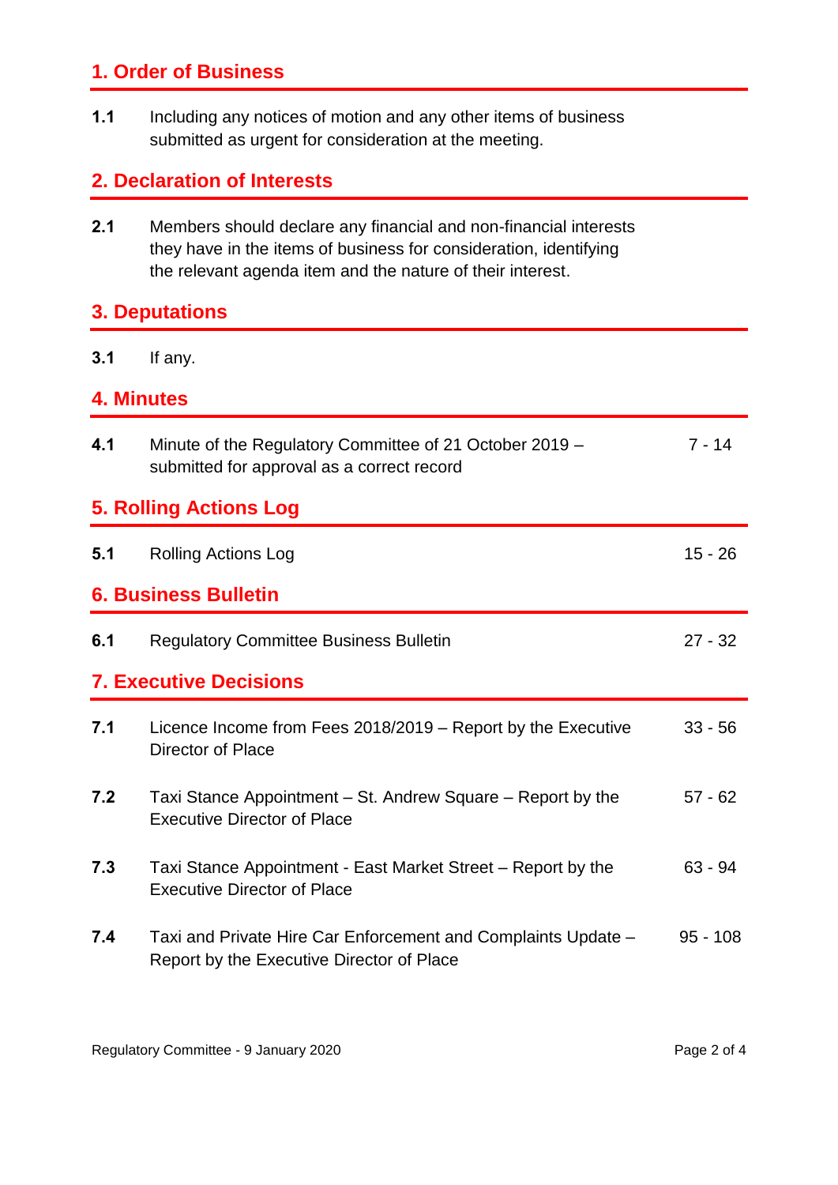## 1. Order of Business

**1.1** Including any notices of motion and any other items of business submitted as urgent for consideration at the meeting.

## 2. Declaration of Interests

**2.1** Members should declare any financial and non-financial interests they have in the items of business for consideration, identifying the relevant agenda item and the nature of their interest.

## 3. Deputations

**3.1** If any.

## 4. Minutes

| | | |
|---|---|---|
| **4.1** | Minute of the Regulatory Committee of 21 October 2019 – submitted for approval as a correct record | 7 - 14 |

## 5. Rolling Actions Log

| | | |
|---|---|---|
| **5.1** | Rolling Actions Log | 15 - 26 |

## 6. Business Bulletin

| | | |
|---|---|---|
| **6.1** | Regulatory Committee Business Bulletin | 27 - 32 |

## 7. Executive Decisions

| | | |
|---|---|---|
| **7.1** | Licence Income from Fees 2018/2019 – Report by the Executive Director of Place | 33 - 56 |
| **7.2** | Taxi Stance Appointment – St. Andrew Square – Report by the Executive Director of Place | 57 - 62 |
| **7.3** | Taxi Stance Appointment - East Market Street – Report by the Executive Director of Place | 63 - 94 |
| **7.4** | Taxi and Private Hire Car Enforcement and Complaints Update – Report by the Executive Director of Place | 95 - 108 |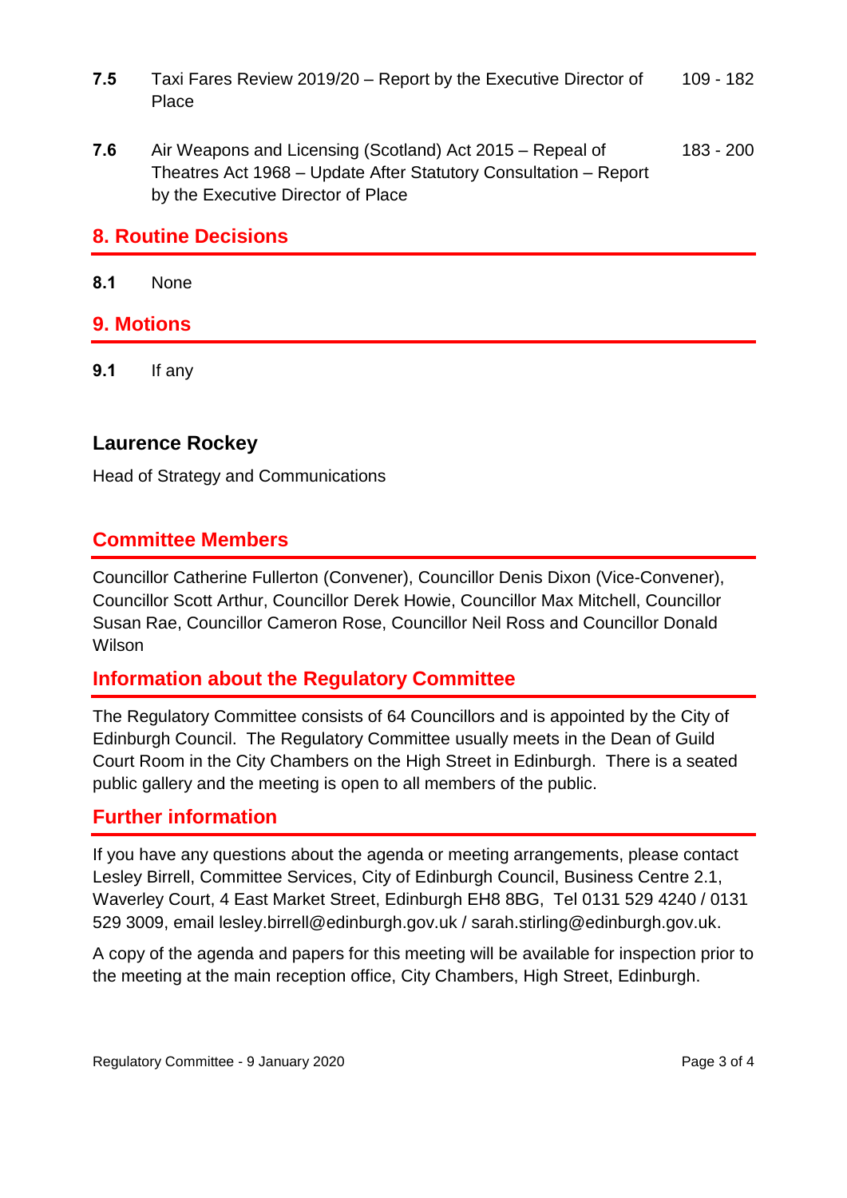| | | |
|---|---|---|
| **7.5** | Taxi Fares Review 2019/20 – Report by the Executive Director of Place | 109 - 182 |
| **7.6** | Air Weapons and Licensing (Scotland) Act 2015 – Repeal of Theatres Act 1968 – Update After Statutory Consultation – Report by the Executive Director of Place | 183 - 200 |

## 8. Routine Decisions

**8.1** None

## 9. Motions

**9.1** If any

**Laurence Rockey**

Head of Strategy and Communications

## Committee Members

Councillor Catherine Fullerton (Convener), Councillor Denis Dixon (Vice-Convener), Councillor Scott Arthur, Councillor Derek Howie, Councillor Max Mitchell, Councillor Susan Rae, Councillor Cameron Rose, Councillor Neil Ross and Councillor Donald Wilson

## Information about the Regulatory Committee

The Regulatory Committee consists of 64 Councillors and is appointed by the City of Edinburgh Council. The Regulatory Committee usually meets in the Dean of Guild Court Room in the City Chambers on the High Street in Edinburgh. There is a seated public gallery and the meeting is open to all members of the public.

## Further information

If you have any questions about the agenda or meeting arrangements, please contact Lesley Birrell, Committee Services, City of Edinburgh Council, Business Centre 2.1, Waverley Court, 4 East Market Street, Edinburgh EH8 8BG, Tel 0131 529 4240 / 0131 529 3009, email lesley.birrell@edinburgh.gov.uk / sarah.stirling@edinburgh.gov.uk.

A copy of the agenda and papers for this meeting will be available for inspection prior to the meeting at the main reception office, City Chambers, High Street, Edinburgh.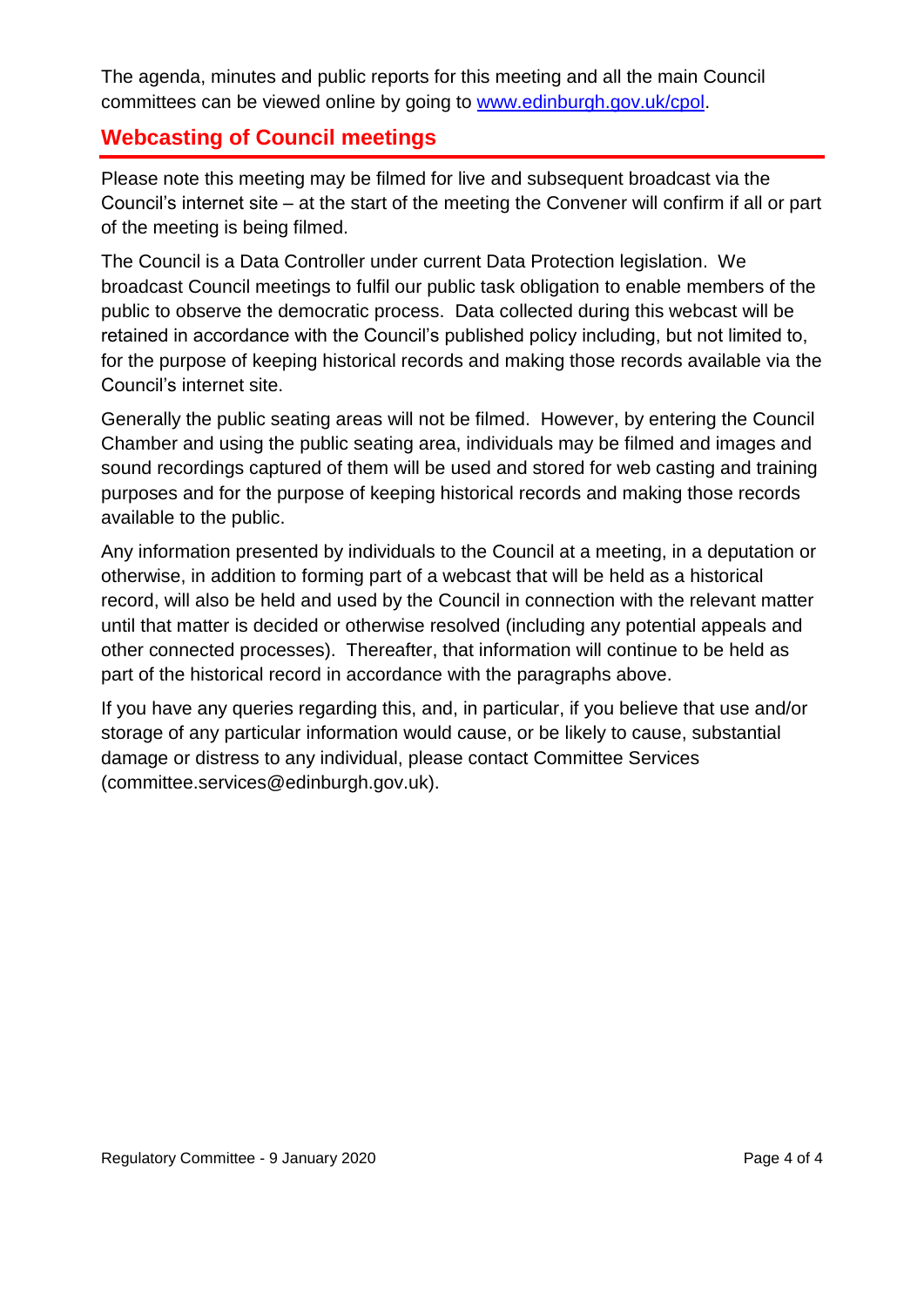The agenda, minutes and public reports for this meeting and all the main Council committees can be viewed online by going to [www.edinburgh.gov.uk/cpol](http://www.edinburgh.gov.uk/cpol).

## Webcasting of Council meetings

Please note this meeting may be filmed for live and subsequent broadcast via the Council's internet site – at the start of the meeting the Convener will confirm if all or part of the meeting is being filmed.

The Council is a Data Controller under current Data Protection legislation. We broadcast Council meetings to fulfil our public task obligation to enable members of the public to observe the democratic process. Data collected during this webcast will be retained in accordance with the Council's published policy including, but not limited to, for the purpose of keeping historical records and making those records available via the Council's internet site.

Generally the public seating areas will not be filmed. However, by entering the Council Chamber and using the public seating area, individuals may be filmed and images and sound recordings captured of them will be used and stored for web casting and training purposes and for the purpose of keeping historical records and making those records available to the public.

Any information presented by individuals to the Council at a meeting, in a deputation or otherwise, in addition to forming part of a webcast that will be held as a historical record, will also be held and used by the Council in connection with the relevant matter until that matter is decided or otherwise resolved (including any potential appeals and other connected processes). Thereafter, that information will continue to be held as part of the historical record in accordance with the paragraphs above.

If you have any queries regarding this, and, in particular, if you believe that use and/or storage of any particular information would cause, or be likely to cause, substantial damage or distress to any individual, please contact Committee Services (committee.services@edinburgh.gov.uk).